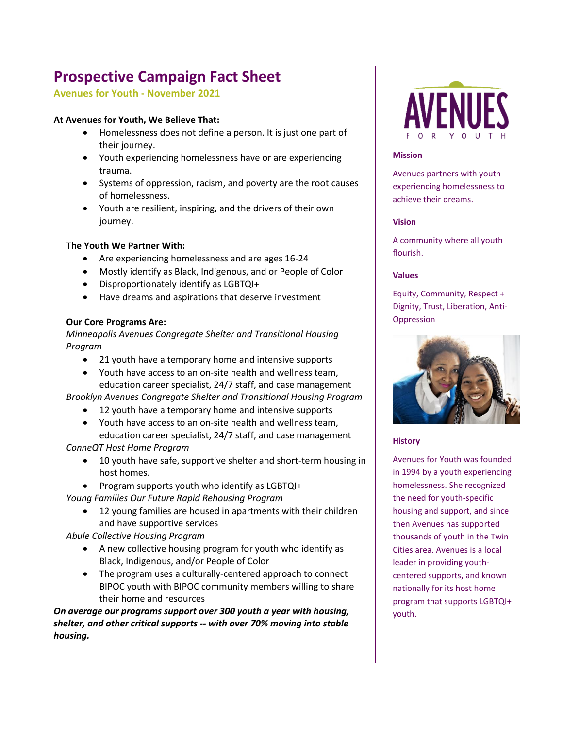# Prospective Campaign Fact Sheet

## Avenues for Youth - November 2021

**At Avenues for Youth, We Believe That:**

- Homelessness does not define a person. It is just one part of their journey.
- Youth experiencing homelessness have or are experiencing trauma.
- Systems of oppression, racism, and poverty are the root causes of homelessness.
- Youth are resilient, inspiring, and the drivers of their own journey.

**The Youth We Partner With:**

- Are experiencing homelessness and are ages 16-24
- Mostly identify as Black, Indigenous, and or People of Color
- Disproportionately identify as LGBTQI+
- Have dreams and aspirations that deserve investment

**Our Core Programs Are:**

*Minneapolis Avenues Congregate Shelter and Transitional Housing Program*

- 21 youth have a temporary home and intensive supports
- Youth have access to an on-site health and wellness team, education career specialist, 24/7 staff, and case management

*Brooklyn Avenues Congregate Shelter and Transitional Housing Program*

- 12 youth have a temporary home and intensive supports
- Youth have access to an on-site health and wellness team, education career specialist, 24/7 staff, and case management

*ConneQT Host Home Program*

- 10 youth have safe, supportive shelter and short-term housing in host homes.
- Program supports youth who identify as LGBTQI+

*Young Families Our Future Rapid Rehousing Program*

- 12 young families are housed in apartments with their children and have supportive services

*Abule Collective Housing Program*

- A new collective housing program for youth who identify as Black, Indigenous, and/or People of Color
- The program uses a culturally-centered approach to connect BIPOC youth with BIPOC community members willing to share their home and resources

***On average our programs support over 300 youth a year with housing, shelter, and other critical supports -- with over 70% moving into stable housing.***

AVENUES FOR YOUTH

**Mission**

Avenues partners with youth experiencing homelessness to achieve their dreams.

**Vision**

A community where all youth flourish.

**Values**

Equity, Community, Respect + Dignity, Trust, Liberation, Anti-Oppression

**History**

Avenues for Youth was founded in 1994 by a youth experiencing homelessness. She recognized the need for youth-specific housing and support, and since then Avenues has supported thousands of youth in the Twin Cities area. Avenues is a local leader in providing youth-centered supports, and known nationally for its host home program that supports LGBTQI+ youth.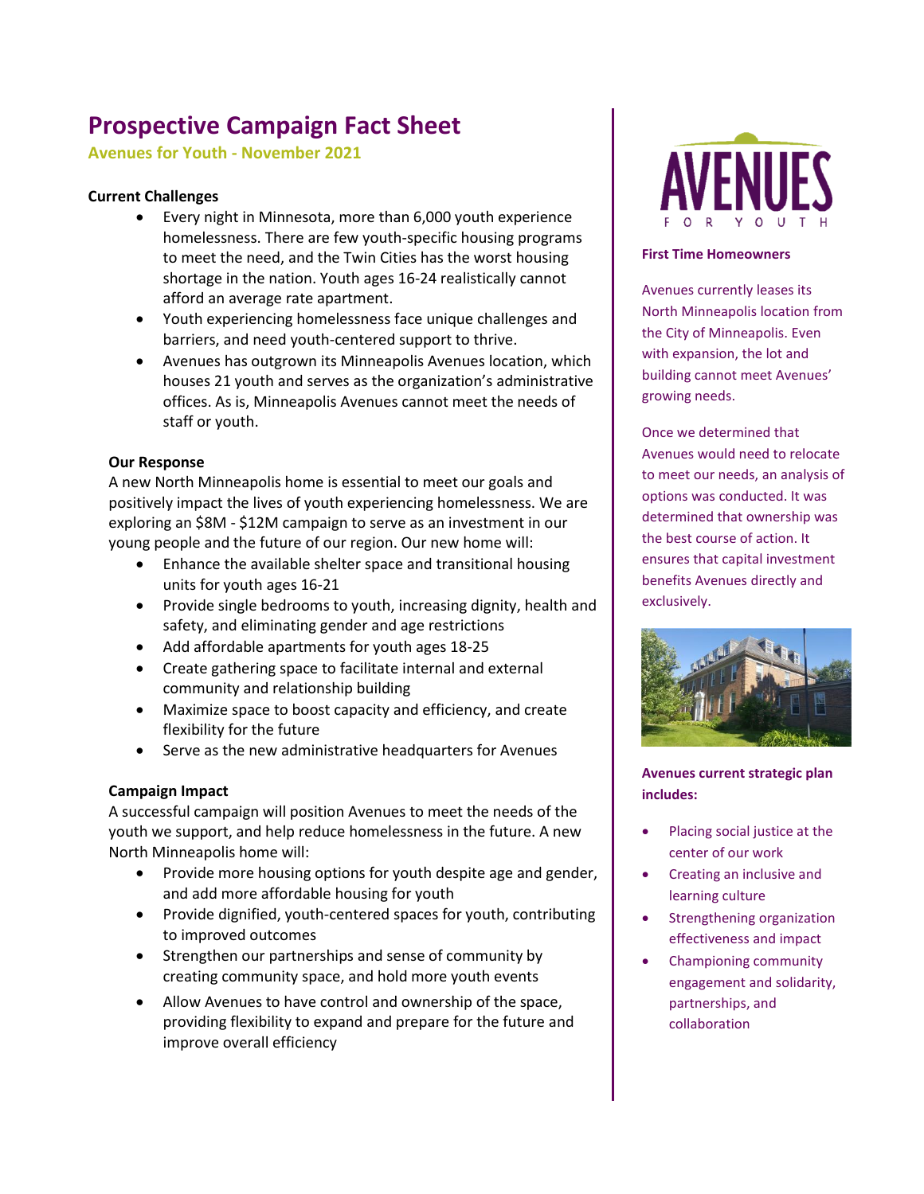# Prospective Campaign Fact Sheet

## Avenues for Youth - November 2021

**Current Challenges**

- Every night in Minnesota, more than 6,000 youth experience homelessness. There are few youth-specific housing programs to meet the need, and the Twin Cities has the worst housing shortage in the nation. Youth ages 16-24 realistically cannot afford an average rate apartment.
- Youth experiencing homelessness face unique challenges and barriers, and need youth-centered support to thrive.
- Avenues has outgrown its Minneapolis Avenues location, which houses 21 youth and serves as the organization's administrative offices. As is, Minneapolis Avenues cannot meet the needs of staff or youth.

**Our Response**

A new North Minneapolis home is essential to meet our goals and positively impact the lives of youth experiencing homelessness. We are exploring an $8M - $12M campaign to serve as an investment in our young people and the future of our region. Our new home will:

- Enhance the available shelter space and transitional housing units for youth ages 16-21
- Provide single bedrooms to youth, increasing dignity, health and safety, and eliminating gender and age restrictions
- Add affordable apartments for youth ages 18-25
- Create gathering space to facilitate internal and external community and relationship building
- Maximize space to boost capacity and efficiency, and create flexibility for the future
- Serve as the new administrative headquarters for Avenues

**Campaign Impact**

A successful campaign will position Avenues to meet the needs of the youth we support, and help reduce homelessness in the future. A new North Minneapolis home will:

- Provide more housing options for youth despite age and gender, and add more affordable housing for youth
- Provide dignified, youth-centered spaces for youth, contributing to improved outcomes
- Strengthen our partnerships and sense of community by creating community space, and hold more youth events
- Allow Avenues to have control and ownership of the space, providing flexibility to expand and prepare for the future and improve overall efficiency

AVENUES FOR YOUTH

**First Time Homeowners**

Avenues currently leases its North Minneapolis location from the City of Minneapolis. Even with expansion, the lot and building cannot meet Avenues' growing needs.

Once we determined that Avenues would need to relocate to meet our needs, an analysis of options was conducted. It was determined that ownership was the best course of action. It ensures that capital investment benefits Avenues directly and exclusively.

**Avenues current strategic plan includes:**

- Placing social justice at the center of our work
- Creating an inclusive and learning culture
- Strengthening organization effectiveness and impact
- Championing community engagement and solidarity, partnerships, and collaboration